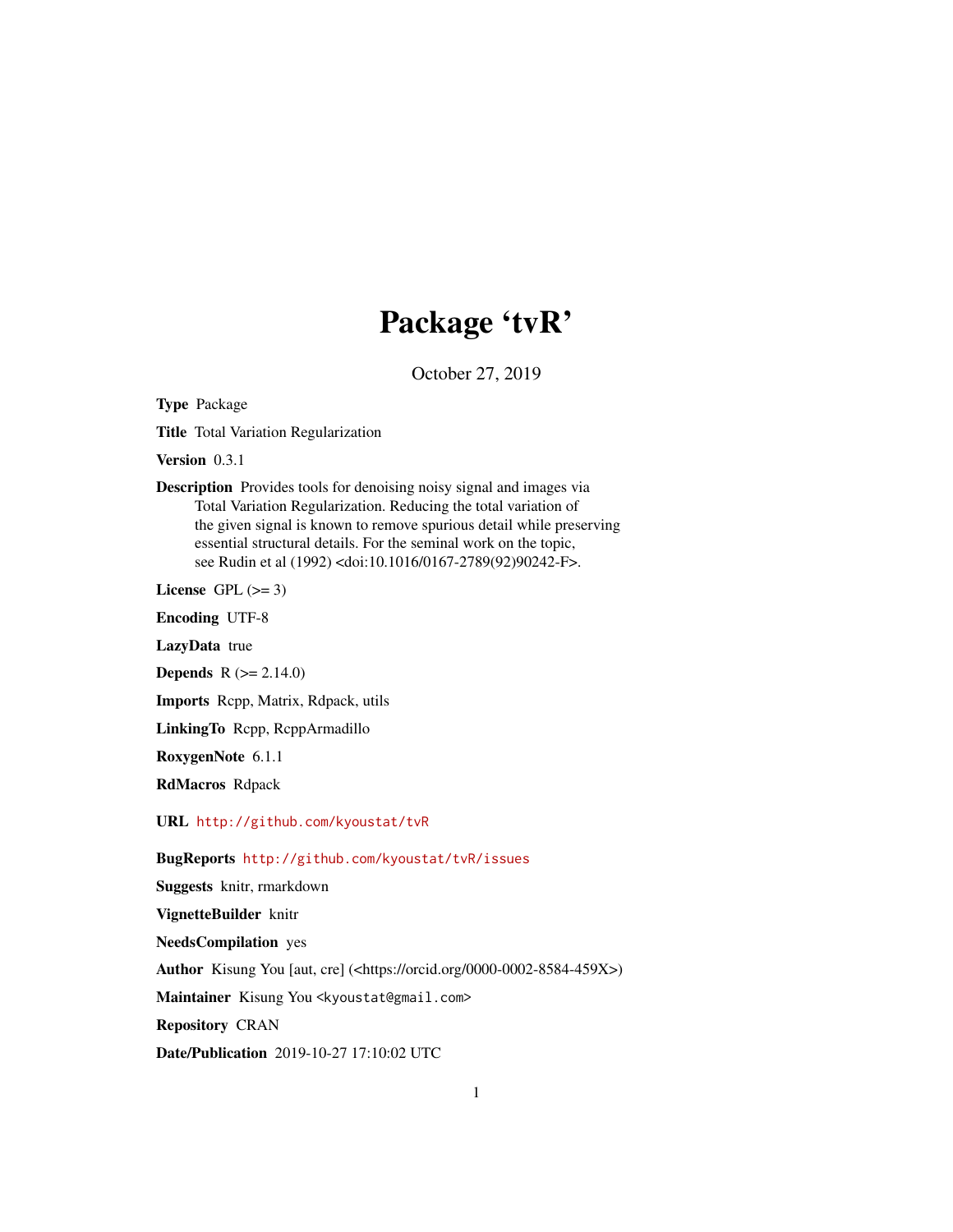# Package 'tvR'

October 27, 2019

**Type** Package

**Title** Total Variation Regularization

**Version** 0.3.1

**Description** Provides tools for denoising noisy signal and images via Total Variation Regularization. Reducing the total variation of the given signal is known to remove spurious detail while preserving essential structural details. For the seminal work on the topic, see Rudin et al (1992) <doi:10.1016/0167-2789(92)90242-F>.

**License** GPL (>= 3)

**Encoding** UTF-8

**LazyData** true

**Depends** R (>= 2.14.0)

**Imports** Rcpp, Matrix, Rdpack, utils

**LinkingTo** Rcpp, RcppArmadillo

**RoxygenNote** 6.1.1

**RdMacros** Rdpack

**URL** http://github.com/kyoustat/tvR

**BugReports** http://github.com/kyoustat/tvR/issues

**Suggests** knitr, rmarkdown

**VignetteBuilder** knitr

**NeedsCompilation** yes

**Author** Kisung You [aut, cre] (<https://orcid.org/0000-0002-8584-459X>)

**Maintainer** Kisung You <kyoustat@gmail.com>

**Repository** CRAN

**Date/Publication** 2019-10-27 17:10:02 UTC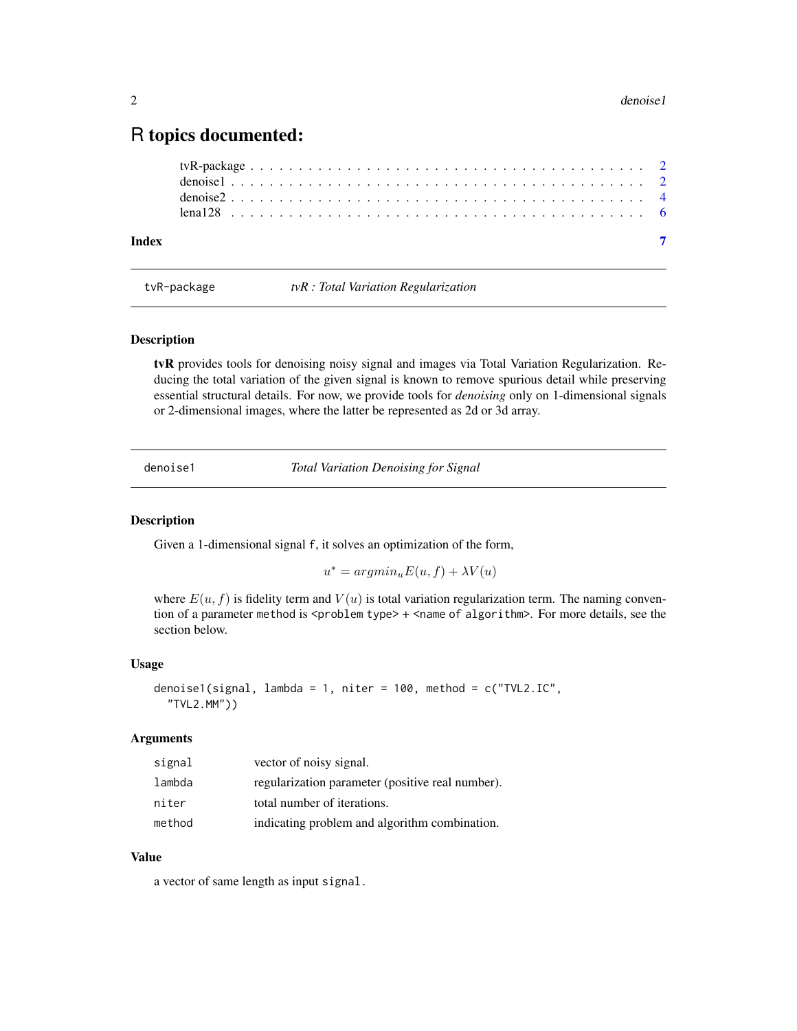# R topics documented:

tvR-package . . . . . . . . . . . . . . . . . . . . . . . . . . . . . . . . . . . . . 2
denoise1 . . . . . . . . . . . . . . . . . . . . . . . . . . . . . . . . . . . . . . . 2
denoise2 . . . . . . . . . . . . . . . . . . . . . . . . . . . . . . . . . . . . . . . 4
lena128 . . . . . . . . . . . . . . . . . . . . . . . . . . . . . . . . . . . . . . . 6

**Index** **7**

---

`tvR-package` *tvR : Total Variation Regularization*

---

### Description

**tvR** provides tools for denoising noisy signal and images via Total Variation Regularization. Reducing the total variation of the given signal is known to remove spurious detail while preserving essential structural details. For now, we provide tools for *denoising* only on 1-dimensional signals or 2-dimensional images, where the latter be represented as 2d or 3d array.

---

`denoise1` *Total Variation Denoising for Signal*

---

### Description

Given a 1-dimensional signal `f`, it solves an optimization of the form,

$$u^* = argmin_u E(u, f) + \lambda V(u)$$

where $E(u, f)$ is fidelity term and $V(u)$ is total variation regularization term. The naming convention of a parameter `method` is `<problem type>` + `<name of algorithm>`. For more details, see the section below.

### Usage

```
denoise1(signal, lambda = 1, niter = 100, method = c("TVL2.IC",
  "TVL2.MM"))
```

### Arguments

| | |
|---|---|
| `signal` | vector of noisy signal. |
| `lambda` | regularization parameter (positive real number). |
| `niter` | total number of iterations. |
| `method` | indicating problem and algorithm combination. |

### Value

a vector of same length as input `signal`.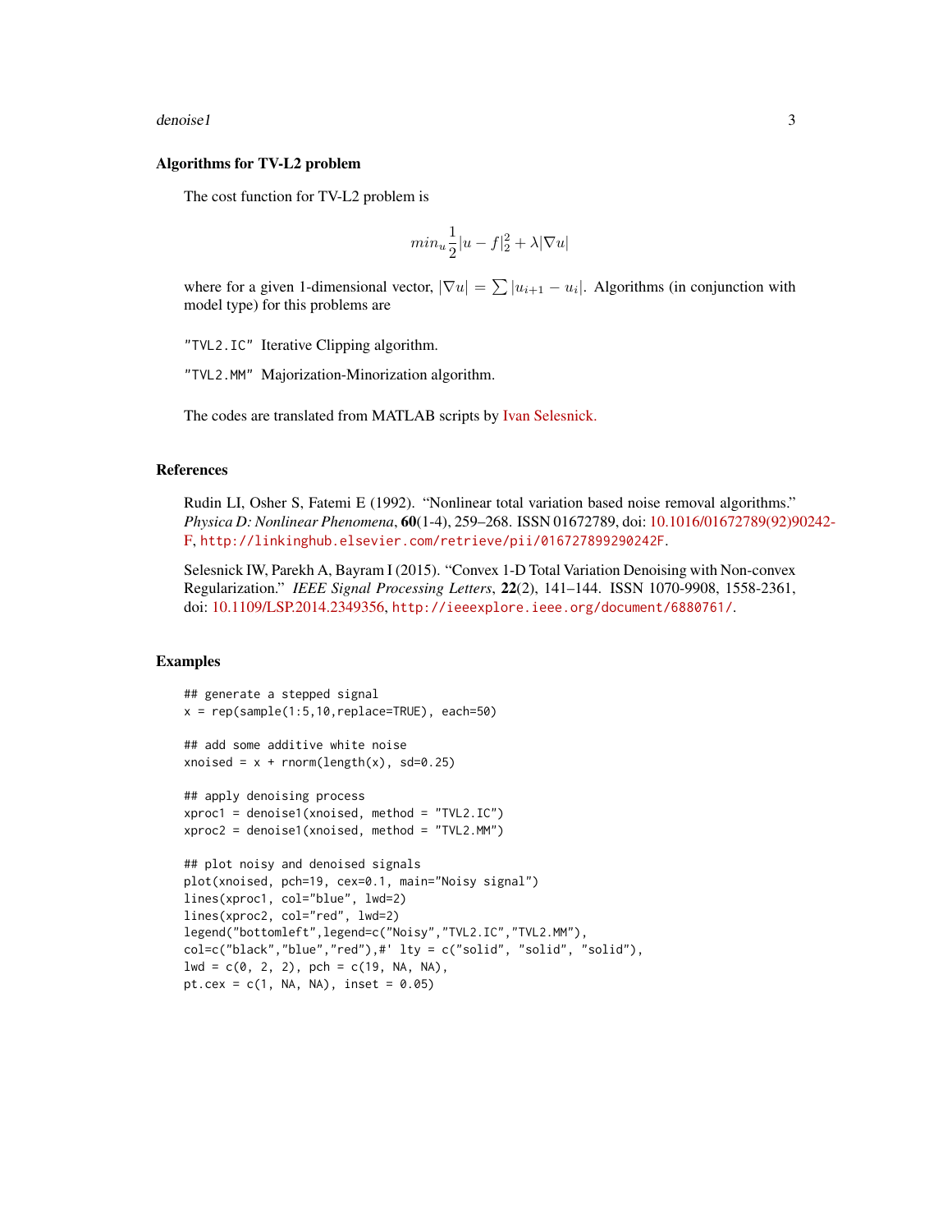### Algorithms for TV-L2 problem

The cost function for TV-L2 problem is

$$min_u \frac{1}{2}|u - f|_2^2 + \lambda|\nabla u|$$

where for a given 1-dimensional vector, $|\nabla u| = \sum |u_{i+1} - u_i|$. Algorithms (in conjunction with model type) for this problems are

"TVL2.IC" Iterative Clipping algorithm.

"TVL2.MM" Majorization-Minorization algorithm.

The codes are translated from MATLAB scripts by Ivan Selesnick.

## References

Rudin LI, Osher S, Fatemi E (1992). "Nonlinear total variation based noise removal algorithms." *Physica D: Nonlinear Phenomena*, **60**(1-4), 259–268. ISSN 01672789, doi: 10.1016/01672789(92)90242-F, http://linkinghub.elsevier.com/retrieve/pii/016727899290242F.

Selesnick IW, Parekh A, Bayram I (2015). "Convex 1-D Total Variation Denoising with Non-convex Regularization." *IEEE Signal Processing Letters*, **22**(2), 141–144. ISSN 1070-9908, 1558-2361, doi: 10.1109/LSP.2014.2349356, http://ieeexplore.ieee.org/document/6880761/.

## Examples

```
## generate a stepped signal
x = rep(sample(1:5,10,replace=TRUE), each=50)

## add some additive white noise
xnoised = x + rnorm(length(x), sd=0.25)

## apply denoising process
xproc1 = denoise1(xnoised, method = "TVL2.IC")
xproc2 = denoise1(xnoised, method = "TVL2.MM")

## plot noisy and denoised signals
plot(xnoised, pch=19, cex=0.1, main="Noisy signal")
lines(xproc1, col="blue", lwd=2)
lines(xproc2, col="red", lwd=2)
legend("bottomleft",legend=c("Noisy","TVL2.IC","TVL2.MM"),
col=c("black","blue","red"),#' lty = c("solid", "solid", "solid"),
lwd = c(0, 2, 2), pch = c(19, NA, NA),
pt.cex = c(1, NA, NA), inset = 0.05)
```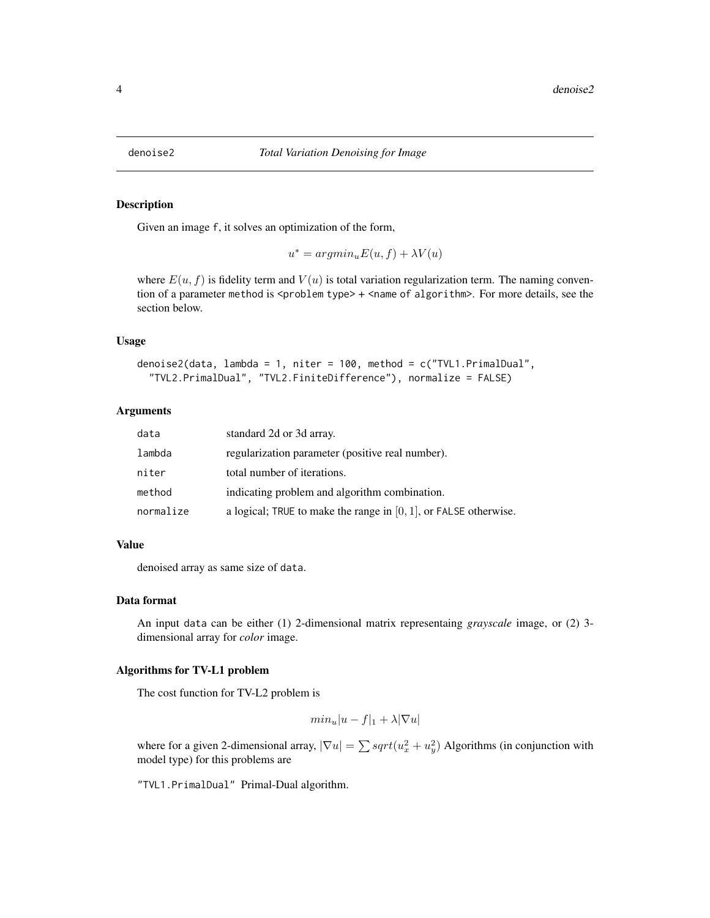## denoise2 — *Total Variation Denoising for Image*

### Description

Given an image f, it solves an optimization of the form,

$$u^* = argmin_u E(u, f) + \lambda V(u)$$

where $E(u, f)$ is fidelity term and $V(u)$ is total variation regularization term. The naming convention of a parameter method is <problem type> + <name of algorithm>. For more details, see the section below.

### Usage

```
denoise2(data, lambda = 1, niter = 100, method = c("TVL1.PrimalDual",
  "TVL2.PrimalDual", "TVL2.FiniteDifference"), normalize = FALSE)
```

### Arguments

| | |
|---|---|
| data | standard 2d or 3d array. |
| lambda | regularization parameter (positive real number). |
| niter | total number of iterations. |
| method | indicating problem and algorithm combination. |
| normalize | a logical; TRUE to make the range in $[0, 1]$, or FALSE otherwise. |

### Value

denoised array as same size of data.

### Data format

An input data can be either (1) 2-dimensional matrix representaing *grayscale* image, or (2) 3-dimensional array for *color* image.

### Algorithms for TV-L1 problem

The cost function for TV-L2 problem is

$$min_u |u - f|_1 + \lambda |\nabla u|$$

where for a given 2-dimensional array, $|\nabla u| = \sum sqrt(u_x^2 + u_y^2)$ Algorithms (in conjunction with model type) for this problems are

"TVL1.PrimalDual" Primal-Dual algorithm.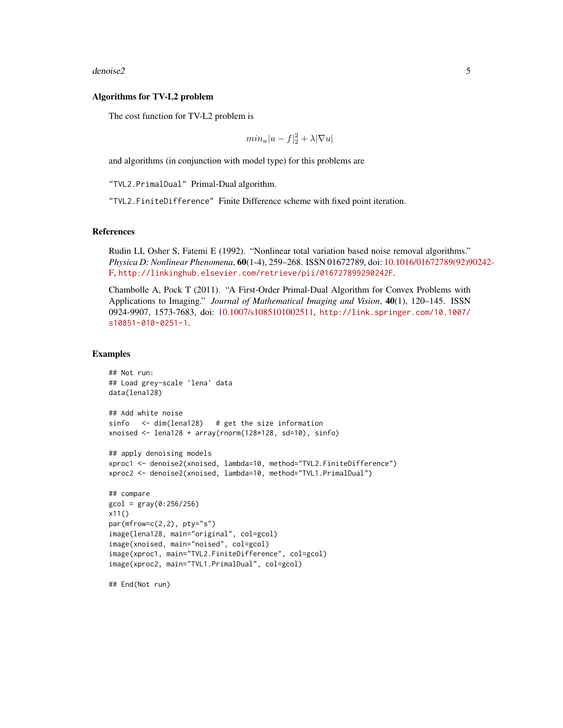### Algorithms for TV-L2 problem

The cost function for TV-L2 problem is

$$min_u |u - f|_2^2 + \lambda |\nabla u|$$

and algorithms (in conjunction with model type) for this problems are

`"TVL2.PrimalDual"` Primal-Dual algorithm.

`"TVL2.FiniteDifference"` Finite Difference scheme with fixed point iteration.

### References

Rudin LI, Osher S, Fatemi E (1992). "Nonlinear total variation based noise removal algorithms." *Physica D: Nonlinear Phenomena*, **60**(1-4), 259–268. ISSN 01672789, doi: 10.1016/01672789(92)90242-F, `http://linkinghub.elsevier.com/retrieve/pii/016727899290242F`.

Chambolle A, Pock T (2011). "A First-Order Primal-Dual Algorithm for Convex Problems with Applications to Imaging." *Journal of Mathematical Imaging and Vision*, **40**(1), 120–145. ISSN 0924-9907, 1573-7683, doi: 10.1007/s1085101002511, `http://link.springer.com/10.1007/s10851-010-0251-1`.

### Examples

```
## Not run:
## Load grey-scale 'lena' data
data(lena128)

## Add white noise
sinfo   <- dim(lena128)   # get the size information
xnoised <- lena128 + array(rnorm(128*128, sd=10), sinfo)

## apply denoising models
xproc1 <- denoise2(xnoised, lambda=10, method="TVL2.FiniteDifference")
xproc2 <- denoise2(xnoised, lambda=10, method="TVL1.PrimalDual")

## compare
gcol = gray(0:256/256)
x11()
par(mfrow=c(2,2), pty="s")
image(lena128, main="original", col=gcol)
image(xnoised, main="noised", col=gcol)
image(xproc1, main="TVL2.FiniteDifference", col=gcol)
image(xproc2, main="TVL1.PrimalDual", col=gcol)

## End(Not run)
```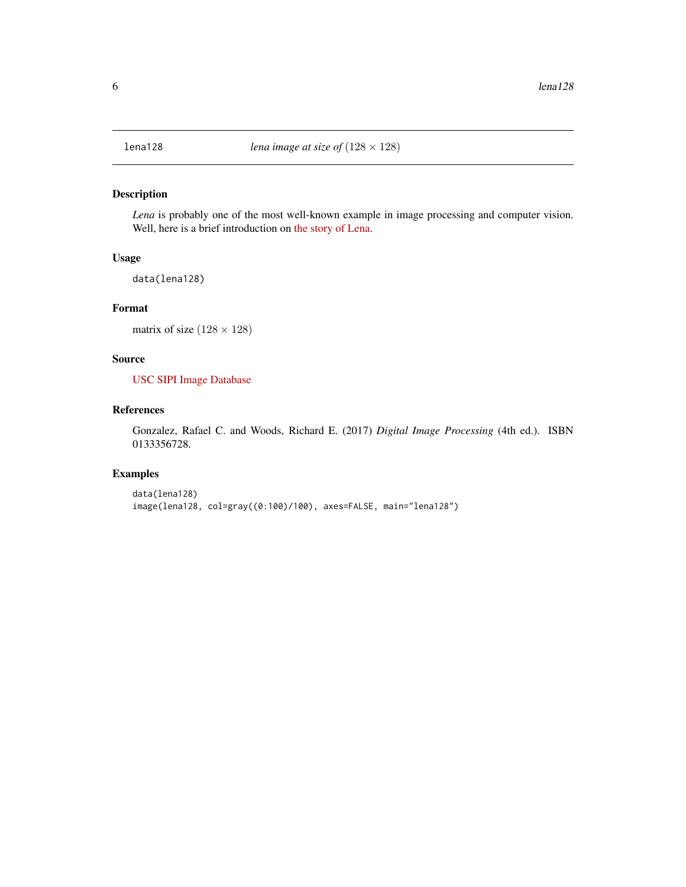`lena128` — *lena image at size of* $(128 \times 128)$

## Description

*Lena* is probably one of the most well-known example in image processing and computer vision. Well, here is a brief introduction on the story of Lena.

## Usage

```
data(lena128)
```

## Format

matrix of size $(128 \times 128)$

## Source

USC SIPI Image Database

## References

Gonzalez, Rafael C. and Woods, Richard E. (2017) *Digital Image Processing* (4th ed.). ISBN 0133356728.

## Examples

```
data(lena128)
image(lena128, col=gray((0:100)/100), axes=FALSE, main="lena128")
```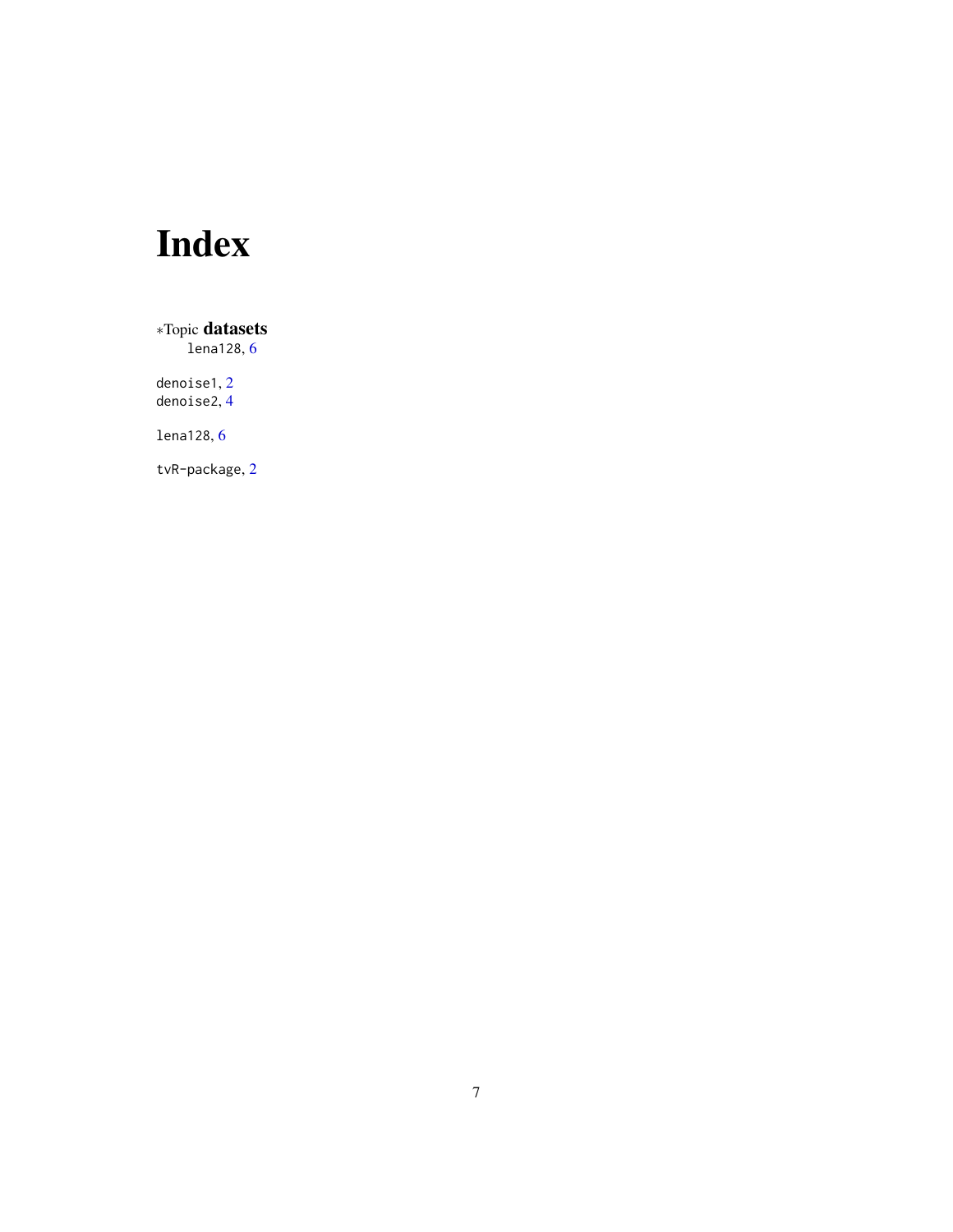# Index

*Topic **datasets**
    lena128, 6

denoise1, 2
denoise2, 4

lena128, 6

tvR-package, 2